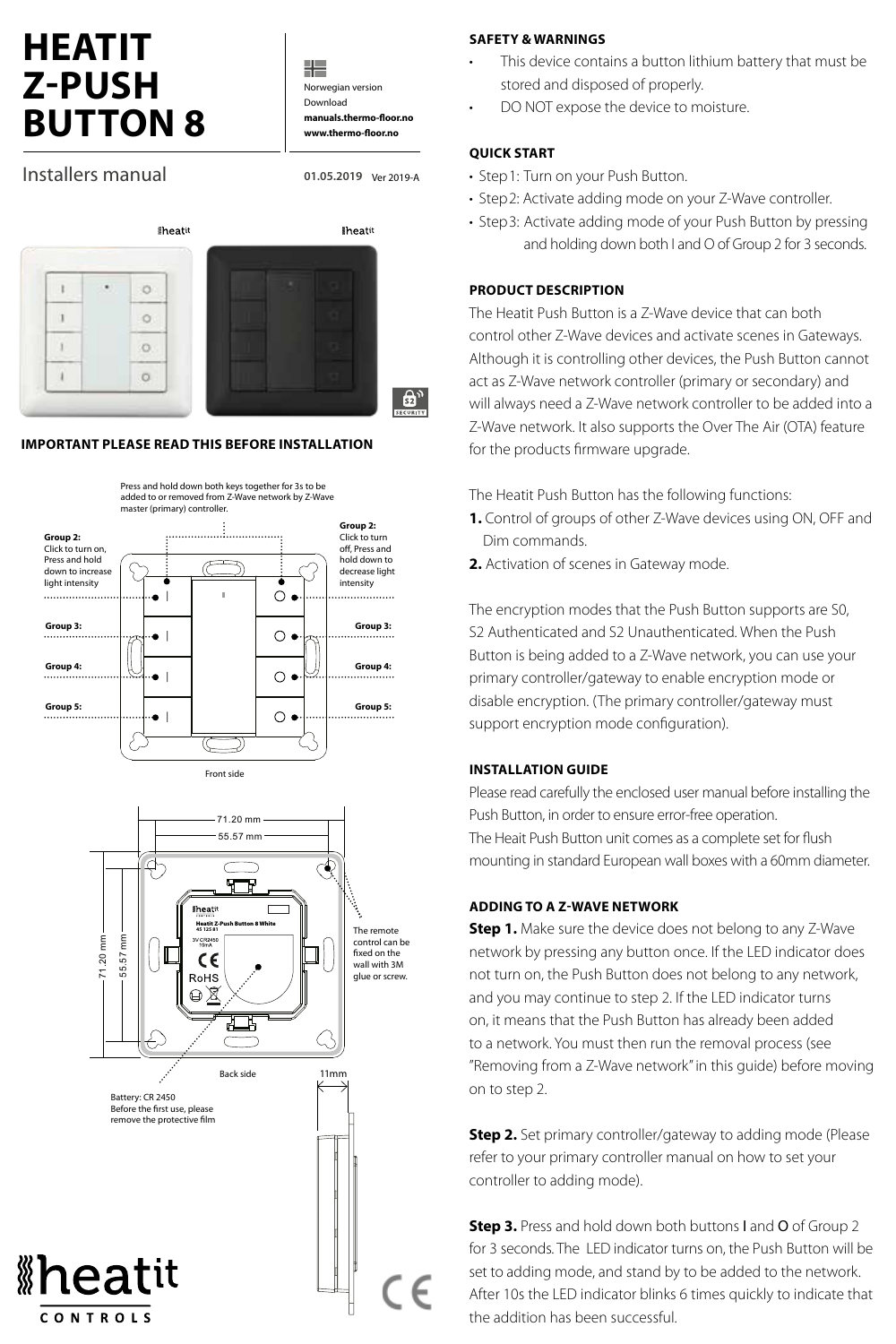# HEATIT Z-PUSH BUTTON 8

Norwegian version
Download
**manuals.thermo-floor.no**
**www.thermo-floor.no**

Installers manual

01.05.2019 Ver 2019-A

**IMPORTANT PLEASE READ THIS BEFORE INSTALLATION**

Press and hold down both keys together for 3s to be added to or removed from Z-Wave network by Z-Wave master (primary) controller.

Group 2: Click to turn on, Press and hold down to increase light intensity

Group 2: Click to turn off, Press and hold down to decrease light intensity

Group 3:

Group 4:

Group 5:

Front side

71.20 mm
55.57 mm

The remote control can be fixed on the wall with 3M glue or screw.

Back side

11mm

Battery: CR 2450
Before the first use, please remove the protective film

## SAFETY & WARNINGS

- This device contains a button lithium battery that must be stored and disposed of properly.
- DO NOT expose the device to moisture.

## QUICK START

- Step 1: Turn on your Push Button.
- Step 2: Activate adding mode on your Z-Wave controller.
- Step 3: Activate adding mode of your Push Button by pressing and holding down both I and O of Group 2 for 3 seconds.

## PRODUCT DESCRIPTION

The Heatit Push Button is a Z-Wave device that can both control other Z-Wave devices and activate scenes in Gateways. Although it is controlling other devices, the Push Button cannot act as Z-Wave network controller (primary or secondary) and will always need a Z-Wave network controller to be added into a Z-Wave network. It also supports the Over The Air (OTA) feature for the products firmware upgrade.

The Heatit Push Button has the following functions:

1. Control of groups of other Z-Wave devices using ON, OFF and Dim commands.
2. Activation of scenes in Gateway mode.

The encryption modes that the Push Button supports are S0, S2 Authenticated and S2 Unauthenticated. When the Push Button is being added to a Z-Wave network, you can use your primary controller/gateway to enable encryption mode or disable encryption. (The primary controller/gateway must support encryption mode configuration).

## INSTALLATION GUIDE

Please read carefully the enclosed user manual before installing the Push Button, in order to ensure error-free operation.
The Heait Push Button unit comes as a complete set for flush mounting in standard European wall boxes with a 60mm diameter.

## ADDING TO A Z-WAVE NETWORK

**Step 1.** Make sure the device does not belong to any Z-Wave network by pressing any button once. If the LED indicator does not turn on, the Push Button does not belong to any network, and you may continue to step 2. If the LED indicator turns on, it means that the Push Button has already been added to a network. You must then run the removal process (see "Removing from a Z-Wave network" in this guide) before moving on to step 2.

**Step 2.** Set primary controller/gateway to adding mode (Please refer to your primary controller manual on how to set your controller to adding mode).

**Step 3.** Press and hold down both buttons I and O of Group 2 for 3 seconds. The LED indicator turns on, the Push Button will be set to adding mode, and stand by to be added to the network. After 10s the LED indicator blinks 6 times quickly to indicate that the addition has been successful.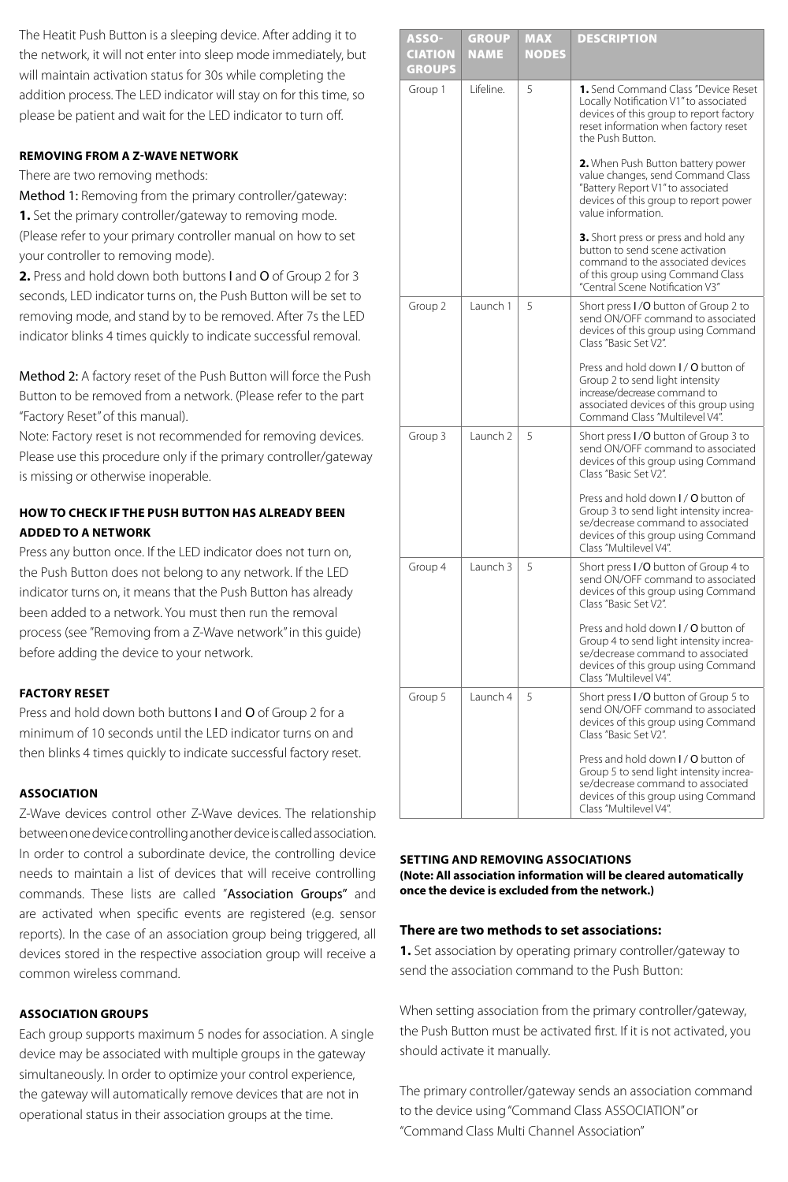The Heatit Push Button is a sleeping device. After adding it to the network, it will not enter into sleep mode immediately, but will maintain activation status for 30s while completing the addition process. The LED indicator will stay on for this time, so please be patient and wait for the LED indicator to turn off.

### REMOVING FROM A Z-WAVE NETWORK

There are two removing methods:

Method 1: Removing from the primary controller/gateway:

**1.** Set the primary controller/gateway to removing mode. (Please refer to your primary controller manual on how to set your controller to removing mode).

**2.** Press and hold down both buttons **I** and **O** of Group 2 for 3 seconds, LED indicator turns on, the Push Button will be set to removing mode, and stand by to be removed. After 7s the LED indicator blinks 4 times quickly to indicate successful removal.

Method 2: A factory reset of the Push Button will force the Push Button to be removed from a network. (Please refer to the part "Factory Reset" of this manual).

Note: Factory reset is not recommended for removing devices. Please use this procedure only if the primary controller/gateway is missing or otherwise inoperable.

### HOW TO CHECK IF THE PUSH BUTTON HAS ALREADY BEEN ADDED TO A NETWORK

Press any button once. If the LED indicator does not turn on, the Push Button does not belong to any network. If the LED indicator turns on, it means that the Push Button has already been added to a network. You must then run the removal process (see "Removing from a Z-Wave network" in this guide) before adding the device to your network.

### FACTORY RESET

Press and hold down both buttons **I** and **O** of Group 2 for a minimum of 10 seconds until the LED indicator turns on and then blinks 4 times quickly to indicate successful factory reset.

### ASSOCIATION

Z-Wave devices control other Z-Wave devices. The relationship between one device controlling another device is called association. In order to control a subordinate device, the controlling device needs to maintain a list of devices that will receive controlling commands. These lists are called "Association Groups" and are activated when specific events are registered (e.g. sensor reports). In the case of an association group being triggered, all devices stored in the respective association group will receive a common wireless command.

### ASSOCIATION GROUPS

Each group supports maximum 5 nodes for association. A single device may be associated with multiple groups in the gateway simultaneously. In order to optimize your control experience, the gateway will automatically remove devices that are not in operational status in their association groups at the time.

| ASSOCIATION GROUPS | GROUP NAME | MAX NODES | DESCRIPTION |
|---|---|---|---|
| Group 1 | Lifeline. | 5 | **1.** Send Command Class "Device Reset Locally Notification V1" to associated devices of this group to report factory reset information when factory reset the Push Button.<br><br>**2.** When Push Button battery power value changes, send Command Class "Battery Report V1" to associated devices of this group to report power value information.<br><br>**3.** Short press or press and hold any button to send scene activation command to the associated devices of this group using Command Class "Central Scene Notification V3" |
| Group 2 | Launch 1 | 5 | Short press **I** /**O** button of Group 2 to send ON/OFF command to associated devices of this group using Command Class "Basic Set V2".<br><br>Press and hold down **I** / **O** button of Group 2 to send light intensity increase/decrease command to associated devices of this group using Command Class "Multilevel V4". |
| Group 3 | Launch 2 | 5 | Short press **I** /**O** button of Group 3 to send ON/OFF command to associated devices of this group using Command Class "Basic Set V2".<br><br>Press and hold down **I** / **O** button of Group 3 to send light intensity increase/decrease command to associated devices of this group using Command Class "Multilevel V4". |
| Group 4 | Launch 3 | 5 | Short press **I** /**O** button of Group 4 to send ON/OFF command to associated devices of this group using Command Class "Basic Set V2".<br><br>Press and hold down **I** / **O** button of Group 4 to send light intensity increase/decrease command to associated devices of this group using Command Class "Multilevel V4". |
| Group 5 | Launch 4 | 5 | Short press **I** /**O** button of Group 5 to send ON/OFF command to associated devices of this group using Command Class "Basic Set V2".<br><br>Press and hold down **I** / **O** button of Group 5 to send light intensity increase/decrease command to associated devices of this group using Command Class "Multilevel V4". |

### SETTING AND REMOVING ASSOCIATIONS

**(Note: All association information will be cleared automatically once the device is excluded from the network.)**

**There are two methods to set associations:**

**1.** Set association by operating primary controller/gateway to send the association command to the Push Button:

When setting association from the primary controller/gateway, the Push Button must be activated first. If it is not activated, you should activate it manually.

The primary controller/gateway sends an association command to the device using "Command Class ASSOCIATION" or "Command Class Multi Channel Association"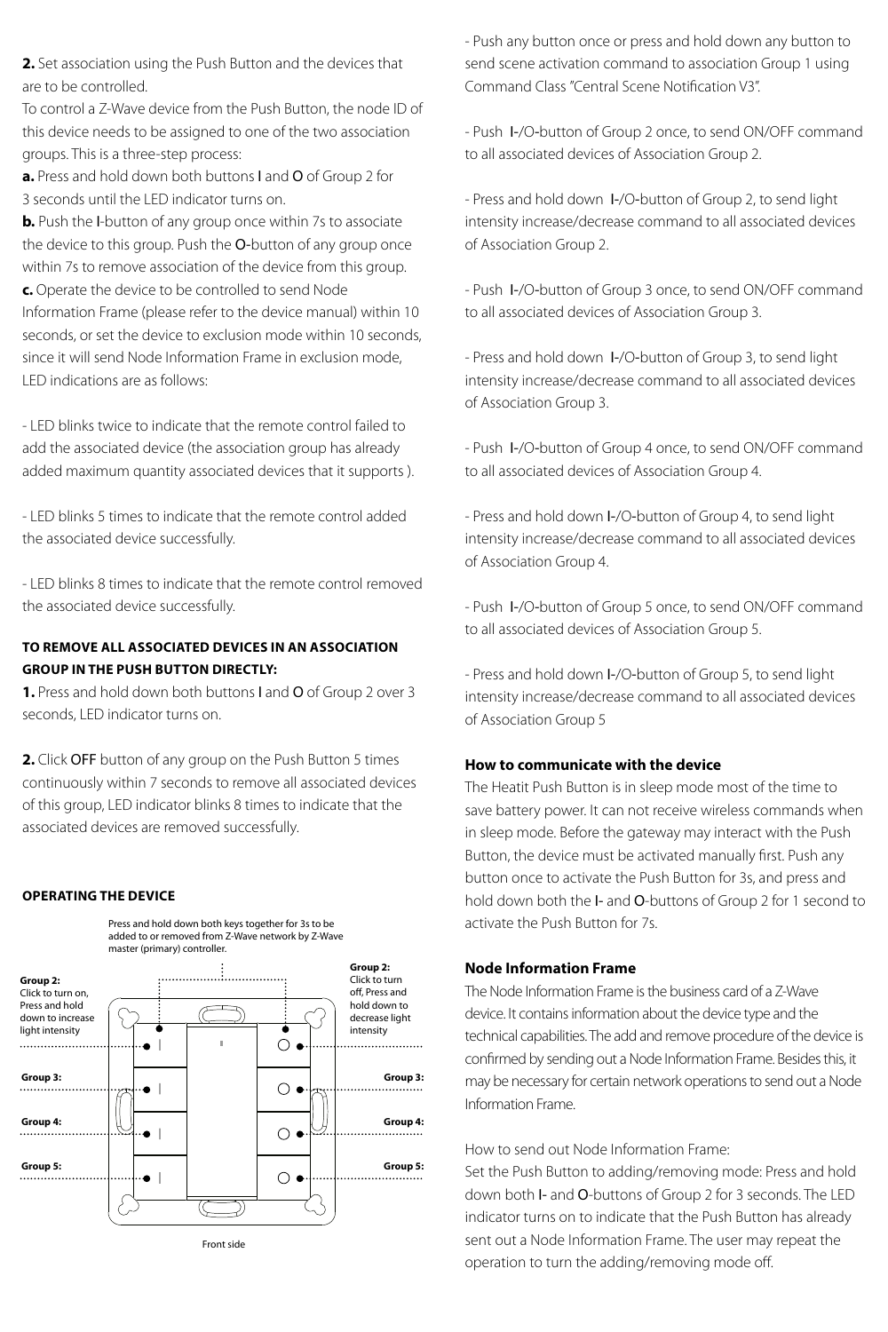**2.** Set association using the Push Button and the devices that are to be controlled.

To control a Z-Wave device from the Push Button, the node ID of this device needs to be assigned to one of the two association groups. This is a three-step process:

**a.** Press and hold down both buttons I and O of Group 2 for 3 seconds until the LED indicator turns on.

**b.** Push the I-button of any group once within 7s to associate the device to this group. Push the O-button of any group once within 7s to remove association of the device from this group.

**c.** Operate the device to be controlled to send Node Information Frame (please refer to the device manual) within 10 seconds, or set the device to exclusion mode within 10 seconds, since it will send Node Information Frame in exclusion mode, LED indications are as follows:

- LED blinks twice to indicate that the remote control failed to add the associated device (the association group has already added maximum quantity associated devices that it supports ).

- LED blinks 5 times to indicate that the remote control added the associated device successfully.

- LED blinks 8 times to indicate that the remote control removed the associated device successfully.

**TO REMOVE ALL ASSOCIATED DEVICES IN AN ASSOCIATION GROUP IN THE PUSH BUTTON DIRECTLY:**

**1.** Press and hold down both buttons I and O of Group 2 over 3 seconds, LED indicator turns on.

**2.** Click OFF button of any group on the Push Button 5 times continuously within 7 seconds to remove all associated devices of this group, LED indicator blinks 8 times to indicate that the associated devices are removed successfully.

**OPERATING THE DEVICE**

Press and hold down both keys together for 3s to be added to or removed from Z-Wave network by Z-Wave master (primary) controller.

**Group 2:** Click to turn on, Press and hold down to increase light intensity

**Group 2:** Click to turn off, Press and hold down to decrease light intensity

**Group 3:**

**Group 4:**

**Group 5:**

Front side

- Push any button once or press and hold down any button to send scene activation command to association Group 1 using Command Class "Central Scene Notification V3".

- Push I-/O-button of Group 2 once, to send ON/OFF command to all associated devices of Association Group 2.

- Press and hold down I-/O-button of Group 2, to send light intensity increase/decrease command to all associated devices of Association Group 2.

- Push I-/O-button of Group 3 once, to send ON/OFF command to all associated devices of Association Group 3.

- Press and hold down I-/O-button of Group 3, to send light intensity increase/decrease command to all associated devices of Association Group 3.

- Push I-/O-button of Group 4 once, to send ON/OFF command to all associated devices of Association Group 4.

- Press and hold down I-/O-button of Group 4, to send light intensity increase/decrease command to all associated devices of Association Group 4.

- Push I-/O-button of Group 5 once, to send ON/OFF command to all associated devices of Association Group 5.

- Press and hold down I-/O-button of Group 5, to send light intensity increase/decrease command to all associated devices of Association Group 5

**How to communicate with the device**

The Heatit Push Button is in sleep mode most of the time to save battery power. It can not receive wireless commands when in sleep mode. Before the gateway may interact with the Push Button, the device must be activated manually first. Push any button once to activate the Push Button for 3s, and press and hold down both the I- and O-buttons of Group 2 for 1 second to activate the Push Button for 7s.

**Node Information Frame**

The Node Information Frame is the business card of a Z-Wave device. It contains information about the device type and the technical capabilities. The add and remove procedure of the device is confirmed by sending out a Node Information Frame. Besides this, it may be necessary for certain network operations to send out a Node Information Frame.

How to send out Node Information Frame:
Set the Push Button to adding/removing mode: Press and hold down both I- and O-buttons of Group 2 for 3 seconds. The LED indicator turns on to indicate that the Push Button has already sent out a Node Information Frame. The user may repeat the operation to turn the adding/removing mode off.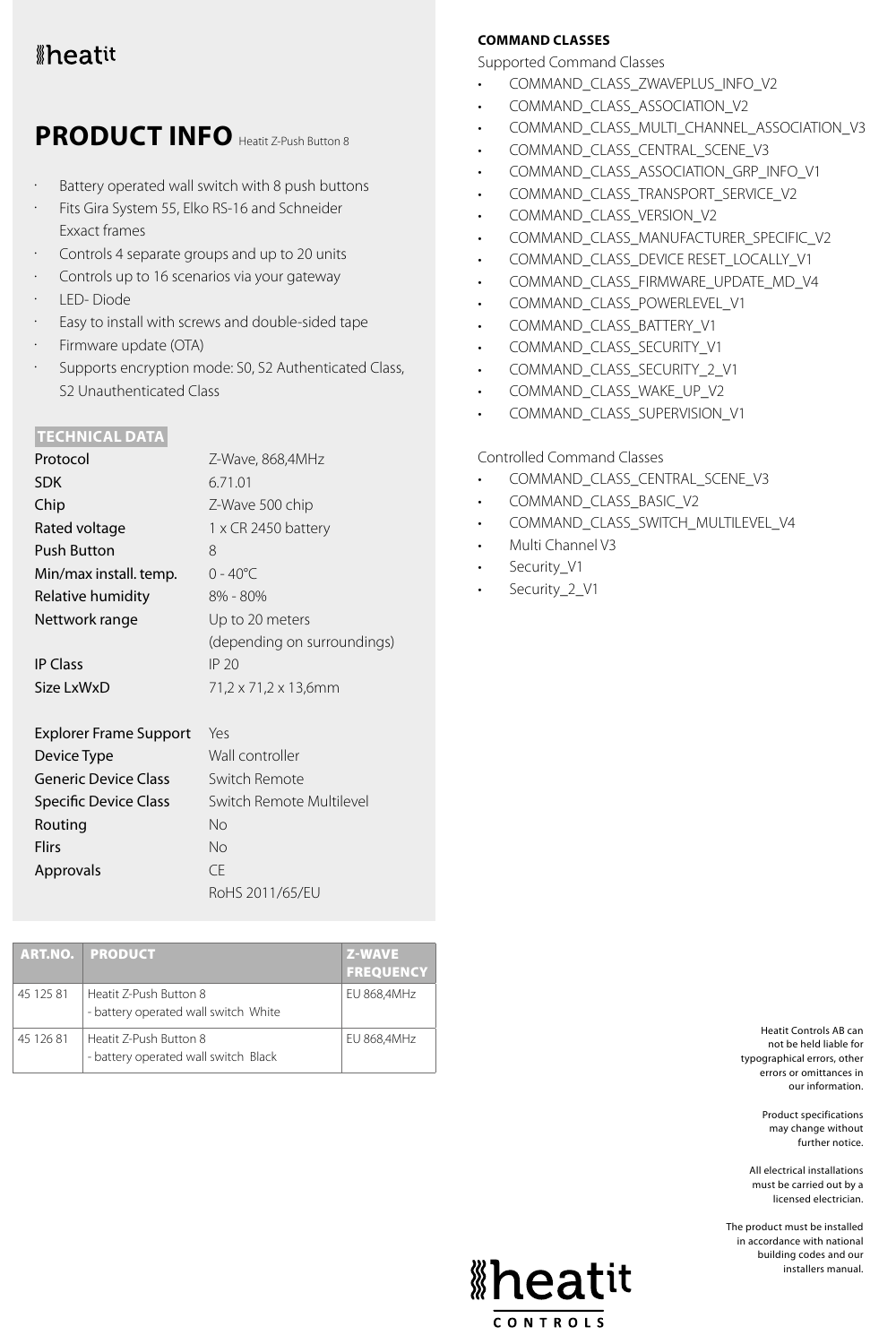# PRODUCT INFO Heatit Z-Push Button 8

- Battery operated wall switch with 8 push buttons
- Fits Gira System 55, Elko RS-16 and Schneider Exxact frames
- Controls 4 separate groups and up to 20 units
- Controls up to 16 scenarios via your gateway
- LED- Diode
- Easy to install with screws and double-sided tape
- Firmware update (OTA)
- Supports encryption mode: S0, S2 Authenticated Class, S2 Unauthenticated Class

## TECHNICAL DATA

| | |
|---|---|
| Protocol | Z-Wave, 868,4MHz |
| SDK | 6.71.01 |
| Chip | Z-Wave 500 chip |
| Rated voltage | 1 x CR 2450 battery |
| Push Button | 8 |
| Min/max install. temp. | 0 - 40°C |
| Relative humidity | 8% - 80% |
| Nettwork range | Up to 20 meters (depending on surroundings) |
| IP Class | IP 20 |
| Size LxWxD | 71,2 x 71,2 x 13,6mm |
| Explorer Frame Support | Yes |
| Device Type | Wall controller |
| Generic Device Class | Switch Remote |
| Specific Device Class | Switch Remote Multilevel |
| Routing | No |
| Flirs | No |
| Approvals | CE<br>RoHS 2011/65/EU |

| ART.NO. | PRODUCT | Z-WAVE FREQUENCY |
|---|---|---|
| 45 125 81 | Heatit Z-Push Button 8<br>- battery operated wall switch White | EU 868,4MHz |
| 45 126 81 | Heatit Z-Push Button 8<br>- battery operated wall switch Black | EU 868,4MHz |

## COMMAND CLASSES

Supported Command Classes

- COMMAND_CLASS_ZWAVEPLUS_INFO_V2
- COMMAND_CLASS_ASSOCIATION_V2
- COMMAND_CLASS_MULTI_CHANNEL_ASSOCIATION_V3
- COMMAND_CLASS_CENTRAL_SCENE_V3
- COMMAND_CLASS_ASSOCIATION_GRP_INFO_V1
- COMMAND_CLASS_TRANSPORT_SERVICE_V2
- COMMAND_CLASS_VERSION_V2
- COMMAND_CLASS_MANUFACTURER_SPECIFIC_V2
- COMMAND_CLASS_DEVICE RESET_LOCALLY_V1
- COMMAND_CLASS_FIRMWARE_UPDATE_MD_V4
- COMMAND_CLASS_POWERLEVEL_V1
- COMMAND_CLASS_BATTERY_V1
- COMMAND_CLASS_SECURITY_V1
- COMMAND_CLASS_SECURITY_2_V1
- COMMAND_CLASS_WAKE_UP_V2
- COMMAND_CLASS_SUPERVISION_V1

Controlled Command Classes

- COMMAND_CLASS_CENTRAL_SCENE_V3
- COMMAND_CLASS_BASIC_V2
- COMMAND_CLASS_SWITCH_MULTILEVEL_V4
- Multi Channel V3
- Security_V1
- Security_2_V1

Heatit Controls AB can not be held liable for typographical errors, other errors or omittances in our information.

Product specifications may change without further notice.

All electrical installations must be carried out by a licensed electrician.

The product must be installed in accordance with national building codes and our installers manual.